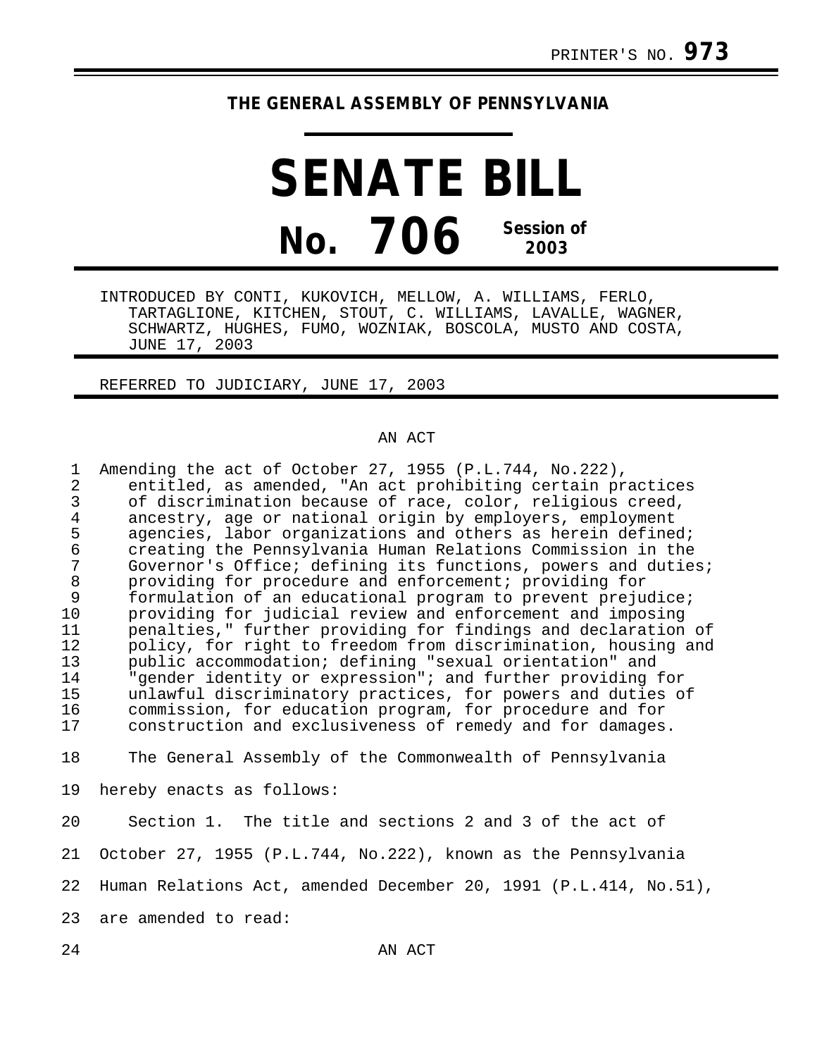PRINTER'S NO. **973**

**THE GENERAL ASSEMBLY OF PENNSYLVANIA**

# SENATE BILL

# No. 706 Session of 2003

INTRODUCED BY CONTI, KUKOVICH, MELLOW, A. WILLIAMS, FERLO, TARTAGLIONE, KITCHEN, STOUT, C. WILLIAMS, LAVALLE, WAGNER, SCHWARTZ, HUGHES, FUMO, WOZNIAK, BOSCOLA, MUSTO AND COSTA, JUNE 17, 2003

REFERRED TO JUDICIARY, JUNE 17, 2003

AN ACT

Amending the act of October 27, 1955 (P.L.744, No.222), entitled, as amended, "An act prohibiting certain practices of discrimination because of race, color, religious creed, ancestry, age or national origin by employers, employment agencies, labor organizations and others as herein defined; creating the Pennsylvania Human Relations Commission in the Governor's Office; defining its functions, powers and duties; providing for procedure and enforcement; providing for formulation of an educational program to prevent prejudice; providing for judicial review and enforcement and imposing penalties," further providing for findings and declaration of policy, for right to freedom from discrimination, housing and public accommodation; defining "sexual orientation" and "gender identity or expression"; and further providing for unlawful discriminatory practices, for powers and duties of commission, for education program, for procedure and for construction and exclusiveness of remedy and for damages.

The General Assembly of the Commonwealth of Pennsylvania hereby enacts as follows:

Section 1. The title and sections 2 and 3 of the act of October 27, 1955 (P.L.744, No.222), known as the Pennsylvania Human Relations Act, amended December 20, 1991 (P.L.414, No.51), are amended to read:

AN ACT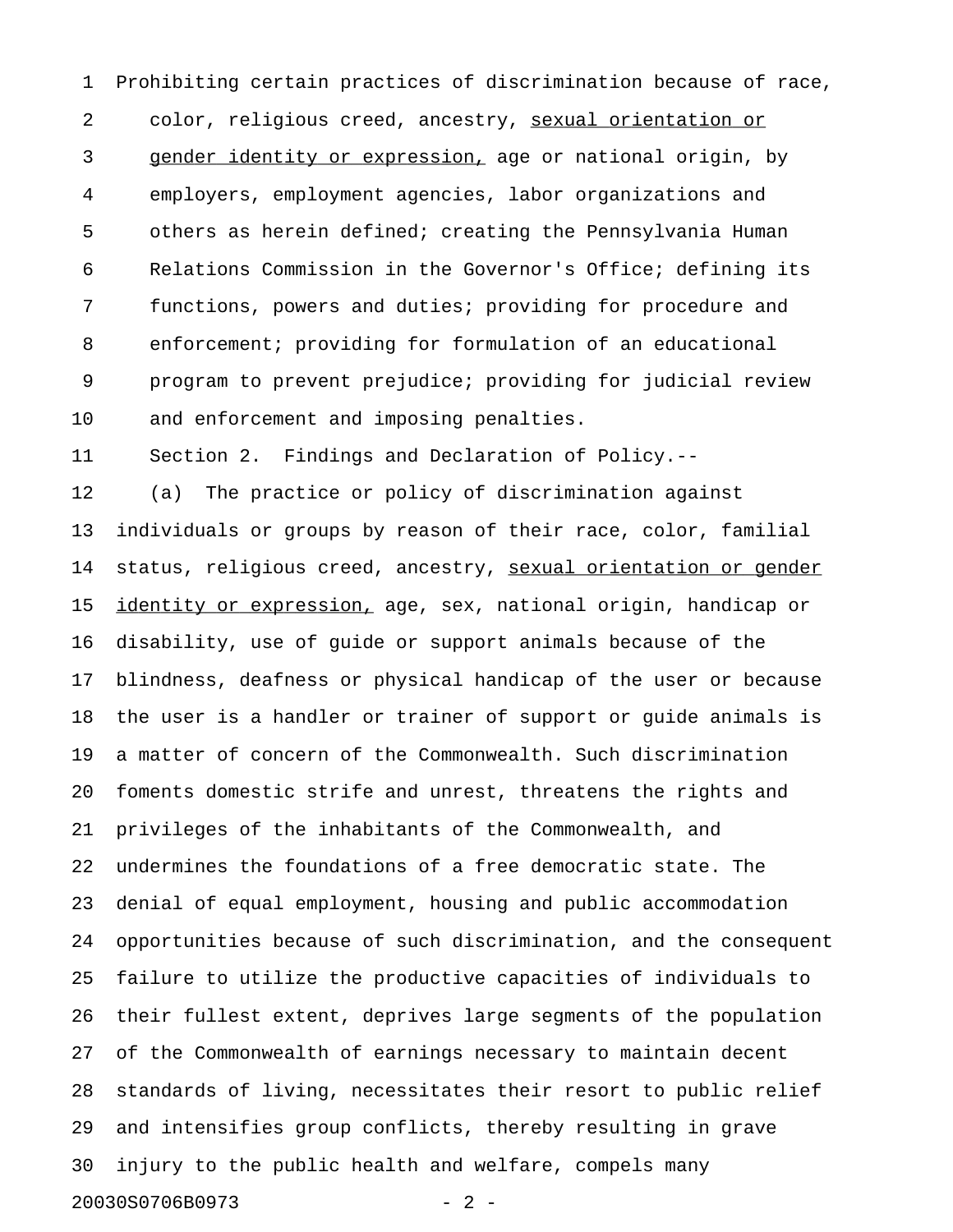Prohibiting certain practices of discrimination because of race, color, religious creed, ancestry, <u>sexual orientation or gender identity or expression,</u> age or national origin, by employers, employment agencies, labor organizations and others as herein defined; creating the Pennsylvania Human Relations Commission in the Governor's Office; defining its functions, powers and duties; providing for procedure and enforcement; providing for formulation of an educational program to prevent prejudice; providing for judicial review and enforcement and imposing penalties.

Section 2. Findings and Declaration of Policy.--

(a) The practice or policy of discrimination against individuals or groups by reason of their race, color, familial status, religious creed, ancestry, <u>sexual orientation or gender identity or expression,</u> age, sex, national origin, handicap or disability, use of guide or support animals because of the blindness, deafness or physical handicap of the user or because the user is a handler or trainer of support or guide animals is a matter of concern of the Commonwealth. Such discrimination foments domestic strife and unrest, threatens the rights and privileges of the inhabitants of the Commonwealth, and undermines the foundations of a free democratic state. The denial of equal employment, housing and public accommodation opportunities because of such discrimination, and the consequent failure to utilize the productive capacities of individuals to their fullest extent, deprives large segments of the population of the Commonwealth of earnings necessary to maintain decent standards of living, necessitates their resort to public relief and intensifies group conflicts, thereby resulting in grave injury to the public health and welfare, compels many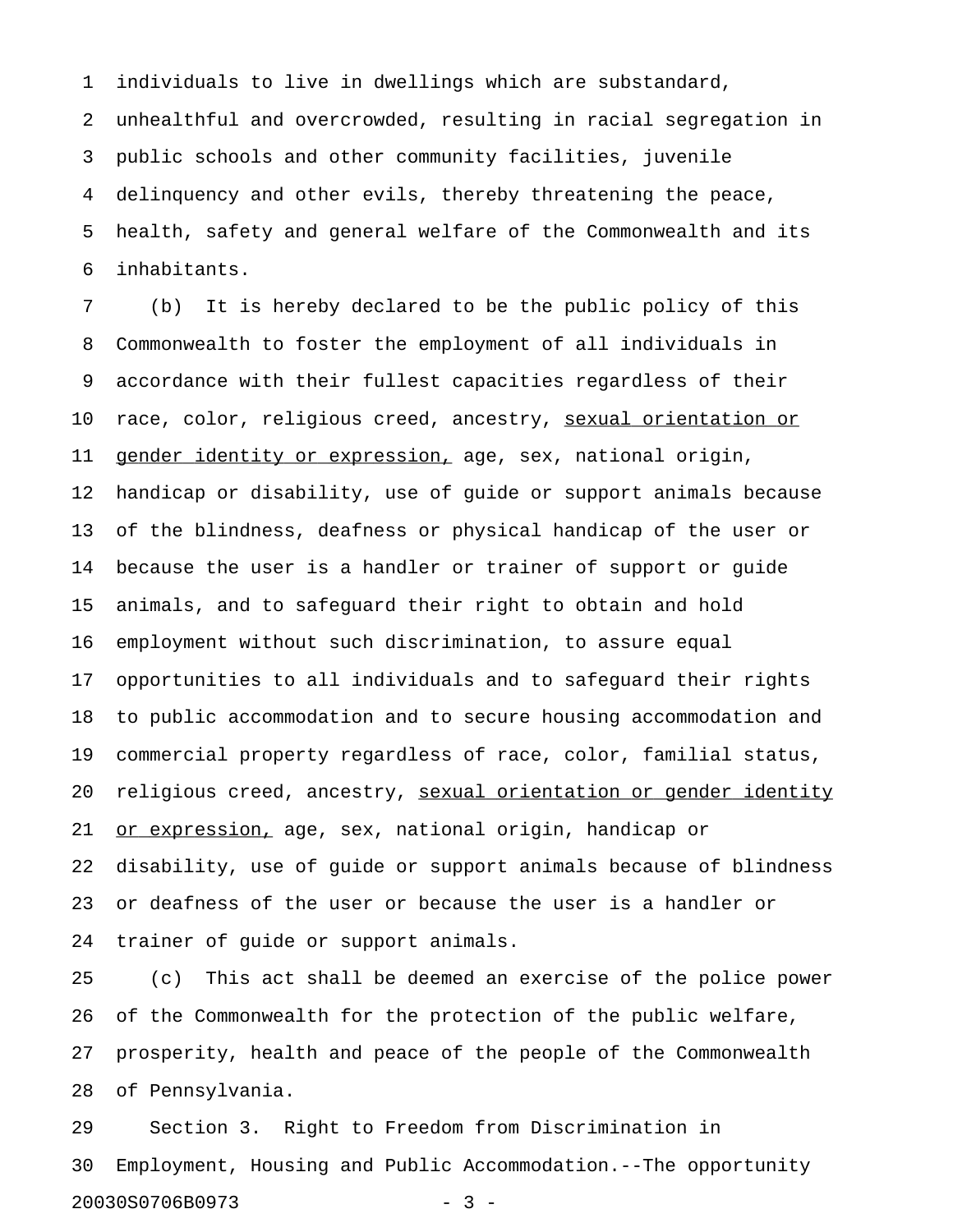individuals to live in dwellings which are substandard, unhealthful and overcrowded, resulting in racial segregation in public schools and other community facilities, juvenile delinquency and other evils, thereby threatening the peace, health, safety and general welfare of the Commonwealth and its inhabitants.

(b) It is hereby declared to be the public policy of this Commonwealth to foster the employment of all individuals in accordance with their fullest capacities regardless of their race, color, religious creed, ancestry, <u>sexual orientation or gender identity or expression,</u> age, sex, national origin, handicap or disability, use of guide or support animals because of the blindness, deafness or physical handicap of the user or because the user is a handler or trainer of support or guide animals, and to safeguard their right to obtain and hold employment without such discrimination, to assure equal opportunities to all individuals and to safeguard their rights to public accommodation and to secure housing accommodation and commercial property regardless of race, color, familial status, religious creed, ancestry, <u>sexual orientation or gender identity or expression,</u> age, sex, national origin, handicap or disability, use of guide or support animals because of blindness or deafness of the user or because the user is a handler or trainer of guide or support animals.

(c) This act shall be deemed an exercise of the police power of the Commonwealth for the protection of the public welfare, prosperity, health and peace of the people of the Commonwealth of Pennsylvania.

Section 3. Right to Freedom from Discrimination in Employment, Housing and Public Accommodation.--The opportunity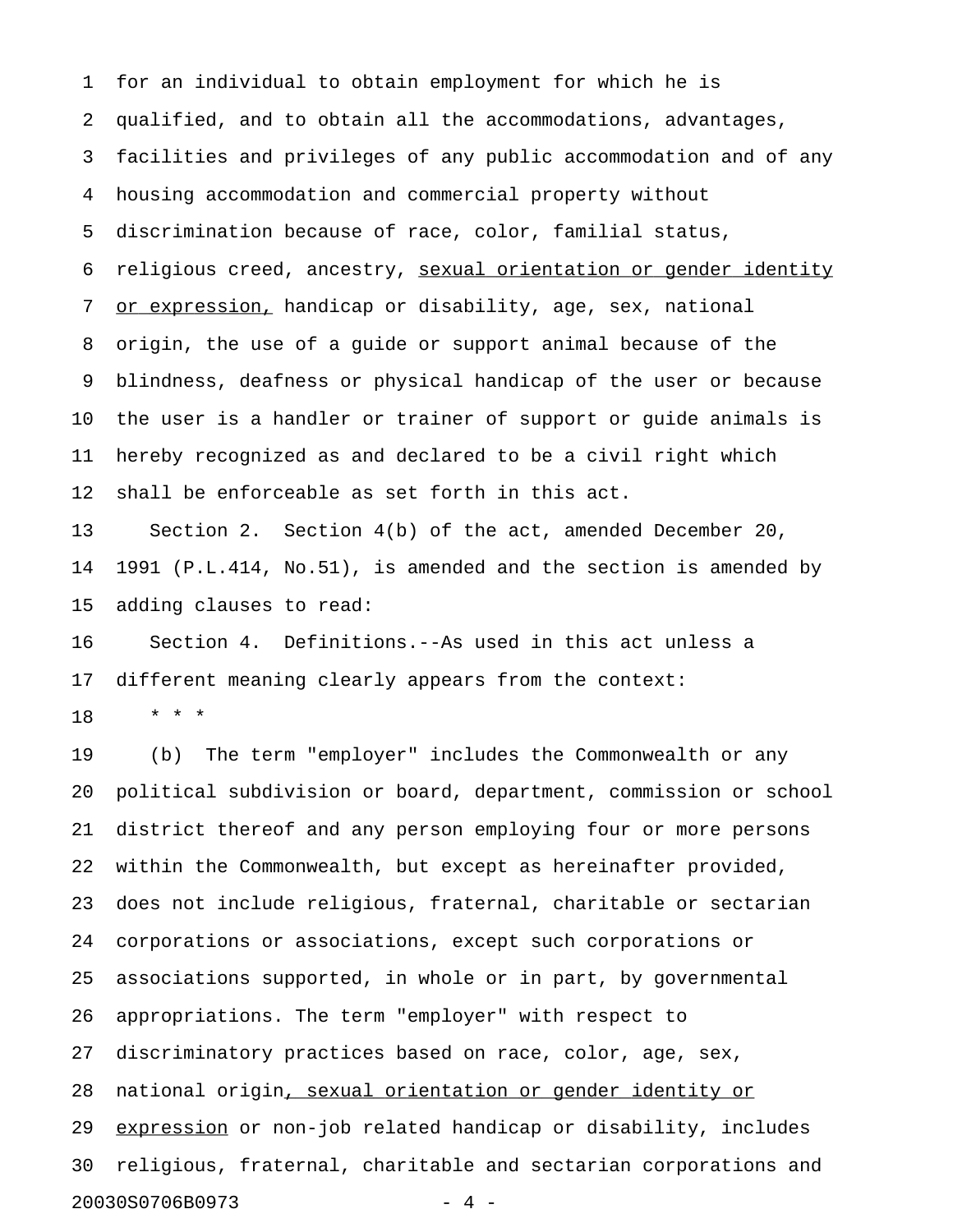for an individual to obtain employment for which he is qualified, and to obtain all the accommodations, advantages, facilities and privileges of any public accommodation and of any housing accommodation and commercial property without discrimination because of race, color, familial status, religious creed, ancestry, <u>sexual orientation or gender identity or expression,</u> handicap or disability, age, sex, national origin, the use of a guide or support animal because of the blindness, deafness or physical handicap of the user or because the user is a handler or trainer of support or guide animals is hereby recognized as and declared to be a civil right which shall be enforceable as set forth in this act.

Section 2. Section 4(b) of the act, amended December 20, 1991 (P.L.414, No.51), is amended and the section is amended by adding clauses to read:

Section 4. Definitions.--As used in this act unless a different meaning clearly appears from the context:

* * *

(b) The term "employer" includes the Commonwealth or any political subdivision or board, department, commission or school district thereof and any person employing four or more persons within the Commonwealth, but except as hereinafter provided, does not include religious, fraternal, charitable or sectarian corporations or associations, except such corporations or associations supported, in whole or in part, by governmental appropriations. The term "employer" with respect to discriminatory practices based on race, color, age, sex, national origin<u>, sexual orientation or gender identity or expression</u> or non-job related handicap or disability, includes religious, fraternal, charitable and sectarian corporations and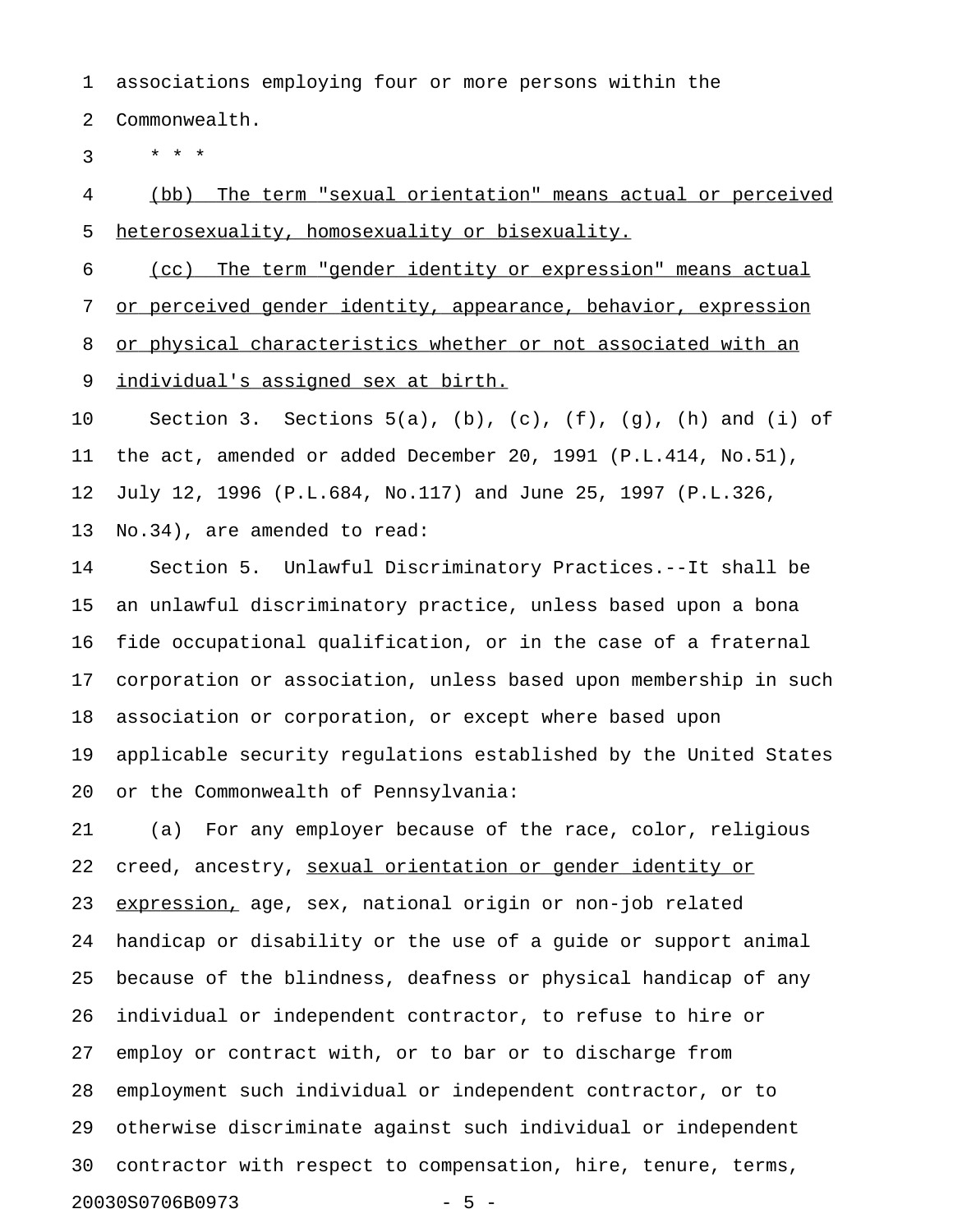associations employing four or more persons within the Commonwealth.

\* \* \*

<u>(bb) The term "sexual orientation" means actual or perceived heterosexuality, homosexuality or bisexuality.</u>

<u>(cc) The term "gender identity or expression" means actual or perceived gender identity, appearance, behavior, expression or physical characteristics whether or not associated with an individual's assigned sex at birth.</u>

Section 3. Sections 5(a), (b), (c), (f), (g), (h) and (i) of the act, amended or added December 20, 1991 (P.L.414, No.51), July 12, 1996 (P.L.684, No.117) and June 25, 1997 (P.L.326, No.34), are amended to read:

Section 5. Unlawful Discriminatory Practices.--It shall be an unlawful discriminatory practice, unless based upon a bona fide occupational qualification, or in the case of a fraternal corporation or association, unless based upon membership in such association or corporation, or except where based upon applicable security regulations established by the United States or the Commonwealth of Pennsylvania:

(a) For any employer because of the race, color, religious creed, ancestry, <u>sexual orientation or gender identity or expression,</u> age, sex, national origin or non-job related handicap or disability or the use of a guide or support animal because of the blindness, deafness or physical handicap of any individual or independent contractor, to refuse to hire or employ or contract with, or to bar or to discharge from employment such individual or independent contractor, or to otherwise discriminate against such individual or independent contractor with respect to compensation, hire, tenure, terms,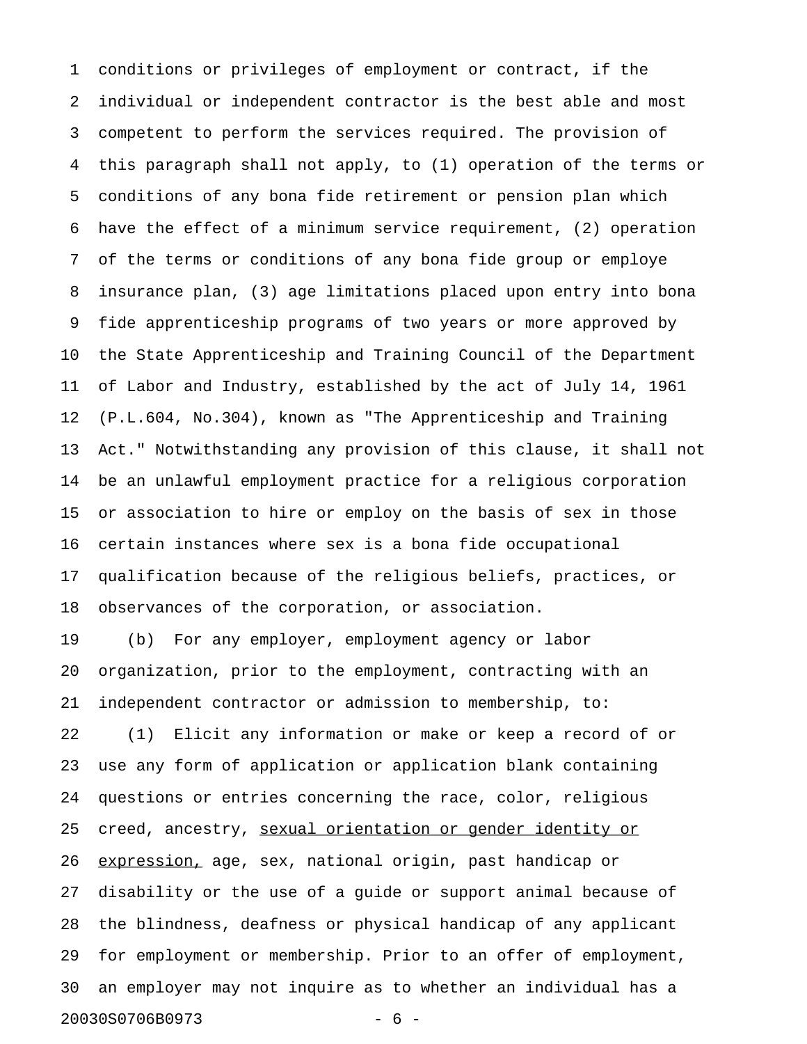conditions or privileges of employment or contract, if the individual or independent contractor is the best able and most competent to perform the services required. The provision of this paragraph shall not apply, to (1) operation of the terms or conditions of any bona fide retirement or pension plan which have the effect of a minimum service requirement, (2) operation of the terms or conditions of any bona fide group or employe insurance plan, (3) age limitations placed upon entry into bona fide apprenticeship programs of two years or more approved by the State Apprenticeship and Training Council of the Department of Labor and Industry, established by the act of July 14, 1961 (P.L.604, No.304), known as "The Apprenticeship and Training Act." Notwithstanding any provision of this clause, it shall not be an unlawful employment practice for a religious corporation or association to hire or employ on the basis of sex in those certain instances where sex is a bona fide occupational qualification because of the religious beliefs, practices, or observances of the corporation, or association.

(b) For any employer, employment agency or labor organization, prior to the employment, contracting with an independent contractor or admission to membership, to:

(1) Elicit any information or make or keep a record of or use any form of application or application blank containing questions or entries concerning the race, color, religious creed, ancestry, <u>sexual orientation or gender identity or expression,</u> age, sex, national origin, past handicap or disability or the use of a guide or support animal because of the blindness, deafness or physical handicap of any applicant for employment or membership. Prior to an offer of employment, an employer may not inquire as to whether an individual has a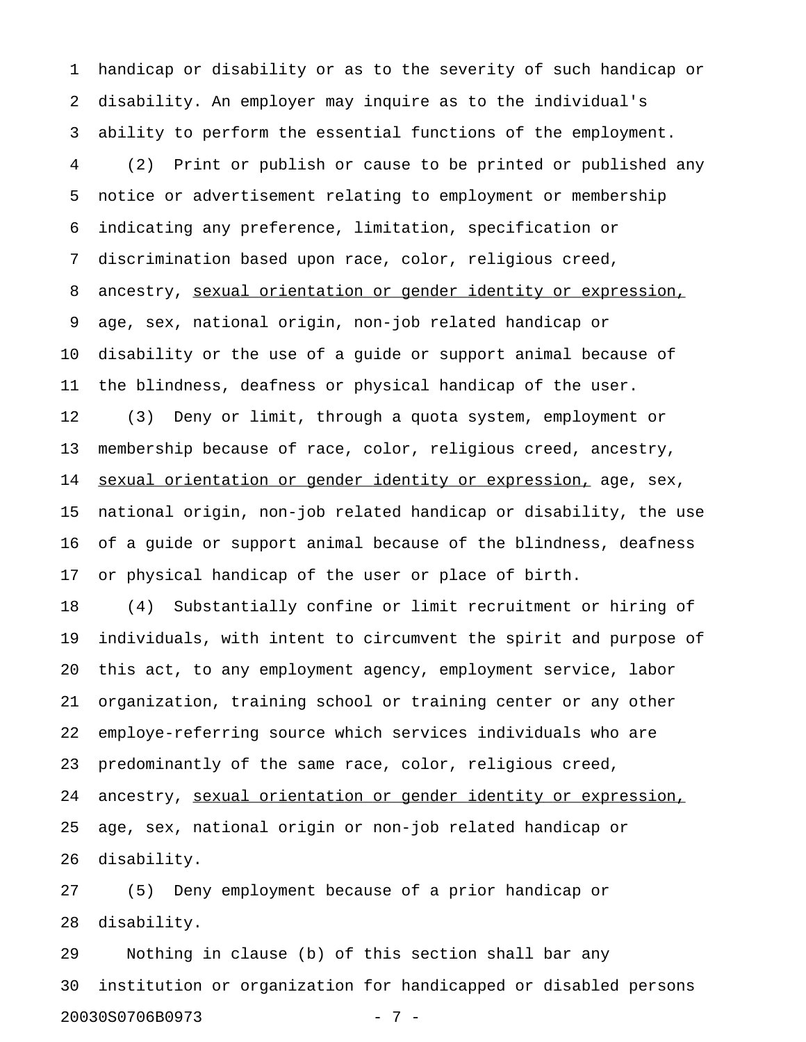handicap or disability or as to the severity of such handicap or disability. An employer may inquire as to the individual's ability to perform the essential functions of the employment.

(2) Print or publish or cause to be printed or published any notice or advertisement relating to employment or membership indicating any preference, limitation, specification or discrimination based upon race, color, religious creed, ancestry, <u>sexual orientation or gender identity or expression,</u> age, sex, national origin, non-job related handicap or disability or the use of a guide or support animal because of the blindness, deafness or physical handicap of the user.

(3) Deny or limit, through a quota system, employment or membership because of race, color, religious creed, ancestry, <u>sexual orientation or gender identity or expression,</u> age, sex, national origin, non-job related handicap or disability, the use of a guide or support animal because of the blindness, deafness or physical handicap of the user or place of birth.

(4) Substantially confine or limit recruitment or hiring of individuals, with intent to circumvent the spirit and purpose of this act, to any employment agency, employment service, labor organization, training school or training center or any other employe-referring source which services individuals who are predominantly of the same race, color, religious creed, ancestry, <u>sexual orientation or gender identity or expression,</u> age, sex, national origin or non-job related handicap or disability.

(5) Deny employment because of a prior handicap or disability.

Nothing in clause (b) of this section shall bar any institution or organization for handicapped or disabled persons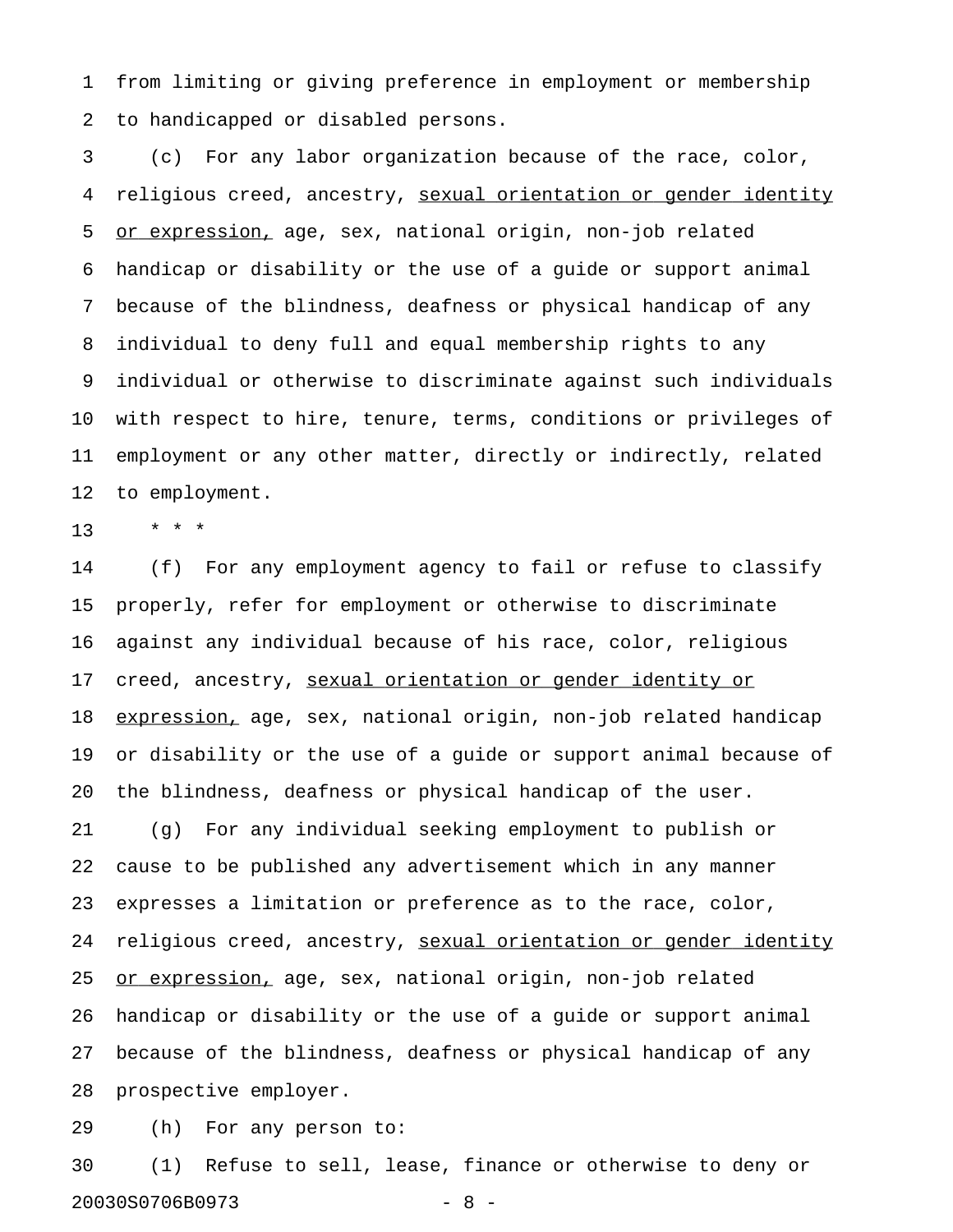from limiting or giving preference in employment or membership to handicapped or disabled persons.

(c) For any labor organization because of the race, color, religious creed, ancestry, <u>sexual orientation or gender identity or expression,</u> age, sex, national origin, non-job related handicap or disability or the use of a guide or support animal because of the blindness, deafness or physical handicap of any individual to deny full and equal membership rights to any individual or otherwise to discriminate against such individuals with respect to hire, tenure, terms, conditions or privileges of employment or any other matter, directly or indirectly, related to employment.

* * *

(f) For any employment agency to fail or refuse to classify properly, refer for employment or otherwise to discriminate against any individual because of his race, color, religious creed, ancestry, <u>sexual orientation or gender identity or expression,</u> age, sex, national origin, non-job related handicap or disability or the use of a guide or support animal because of the blindness, deafness or physical handicap of the user.

(g) For any individual seeking employment to publish or cause to be published any advertisement which in any manner expresses a limitation or preference as to the race, color, religious creed, ancestry, <u>sexual orientation or gender identity or expression,</u> age, sex, national origin, non-job related handicap or disability or the use of a guide or support animal because of the blindness, deafness or physical handicap of any prospective employer.

(h) For any person to:

(1) Refuse to sell, lease, finance or otherwise to deny or

20030S0706B0973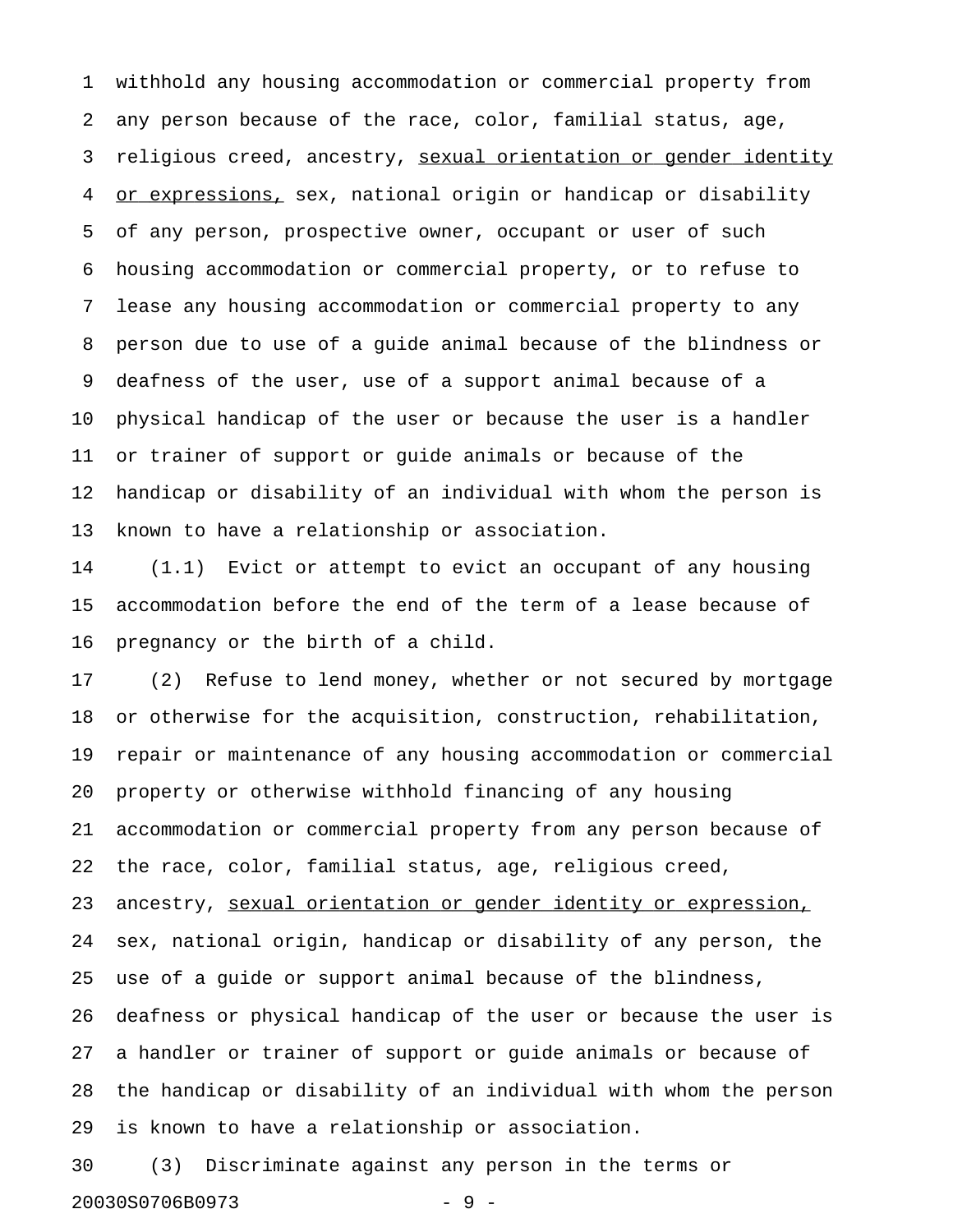withhold any housing accommodation or commercial property from any person because of the race, color, familial status, age, religious creed, ancestry, <u>sexual orientation or gender identity or expressions,</u> sex, national origin or handicap or disability of any person, prospective owner, occupant or user of such housing accommodation or commercial property, or to refuse to lease any housing accommodation or commercial property to any person due to use of a guide animal because of the blindness or deafness of the user, use of a support animal because of a physical handicap of the user or because the user is a handler or trainer of support or guide animals or because of the handicap or disability of an individual with whom the person is known to have a relationship or association.

(1.1) Evict or attempt to evict an occupant of any housing accommodation before the end of the term of a lease because of pregnancy or the birth of a child.

(2) Refuse to lend money, whether or not secured by mortgage or otherwise for the acquisition, construction, rehabilitation, repair or maintenance of any housing accommodation or commercial property or otherwise withhold financing of any housing accommodation or commercial property from any person because of the race, color, familial status, age, religious creed, ancestry, <u>sexual orientation or gender identity or expression,</u> sex, national origin, handicap or disability of any person, the use of a guide or support animal because of the blindness, deafness or physical handicap of the user or because the user is a handler or trainer of support or guide animals or because of the handicap or disability of an individual with whom the person is known to have a relationship or association.

(3) Discriminate against any person in the terms or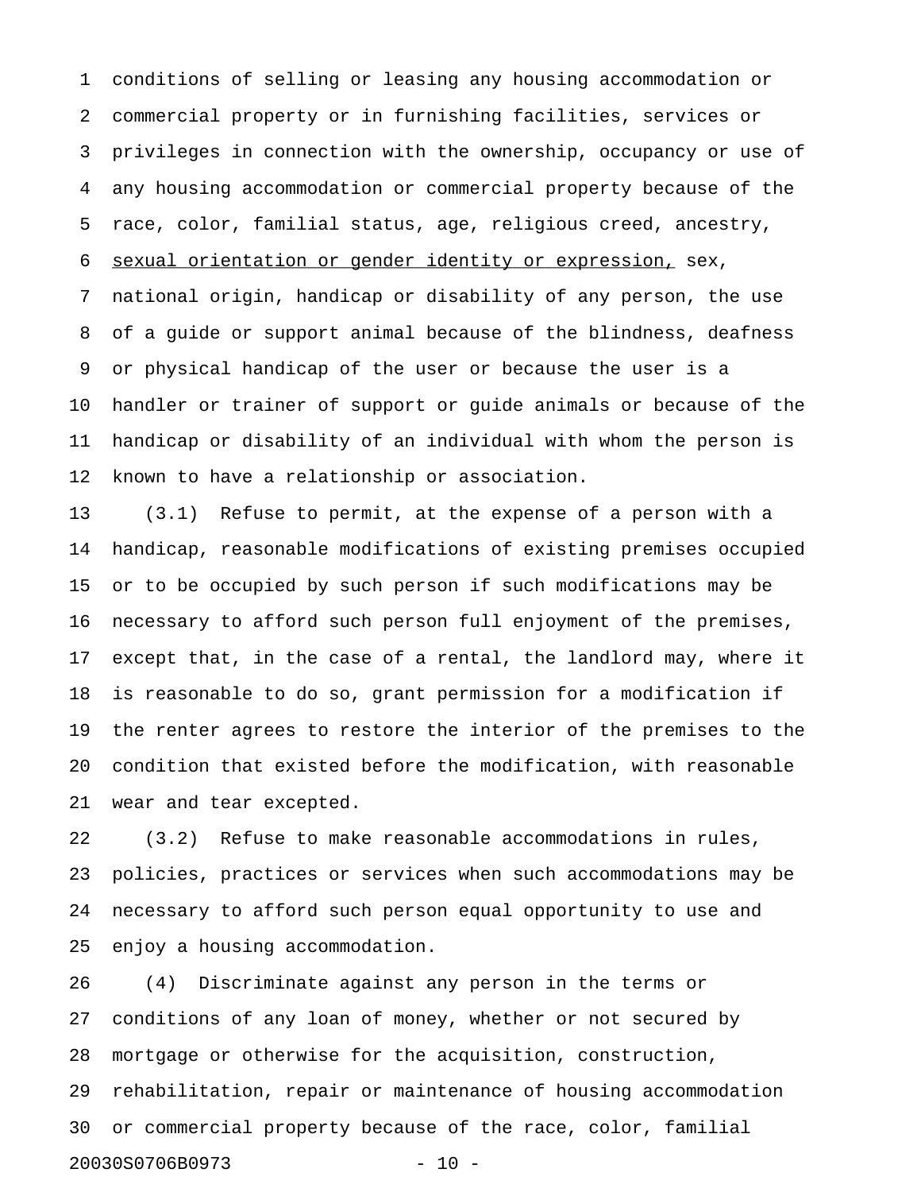conditions of selling or leasing any housing accommodation or commercial property or in furnishing facilities, services or privileges in connection with the ownership, occupancy or use of any housing accommodation or commercial property because of the race, color, familial status, age, religious creed, ancestry, <u>sexual orientation or gender identity or expression,</u> sex, national origin, handicap or disability of any person, the use of a guide or support animal because of the blindness, deafness or physical handicap of the user or because the user is a handler or trainer of support or guide animals or because of the handicap or disability of an individual with whom the person is known to have a relationship or association.

(3.1) Refuse to permit, at the expense of a person with a handicap, reasonable modifications of existing premises occupied or to be occupied by such person if such modifications may be necessary to afford such person full enjoyment of the premises, except that, in the case of a rental, the landlord may, where it is reasonable to do so, grant permission for a modification if the renter agrees to restore the interior of the premises to the condition that existed before the modification, with reasonable wear and tear excepted.

(3.2) Refuse to make reasonable accommodations in rules, policies, practices or services when such accommodations may be necessary to afford such person equal opportunity to use and enjoy a housing accommodation.

(4) Discriminate against any person in the terms or conditions of any loan of money, whether or not secured by mortgage or otherwise for the acquisition, construction, rehabilitation, repair or maintenance of housing accommodation or commercial property because of the race, color, familial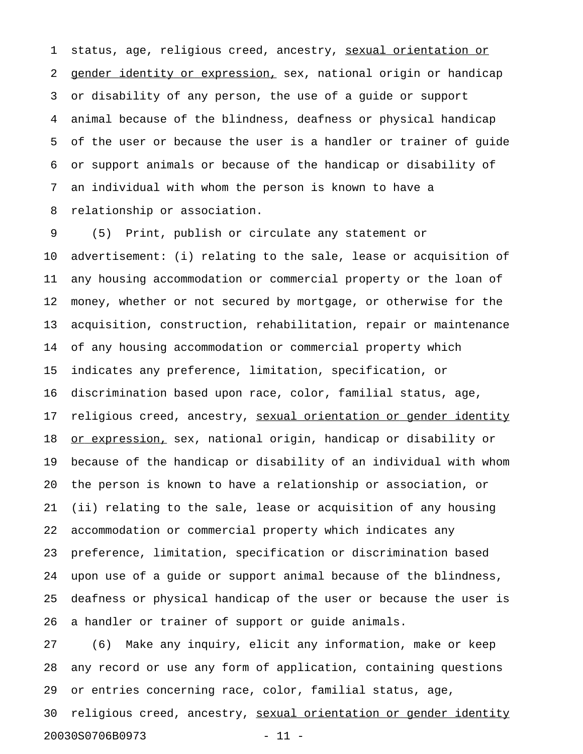status, age, religious creed, ancestry, <u>sexual orientation or gender identity or expression,</u> sex, national origin or handicap or disability of any person, the use of a guide or support animal because of the blindness, deafness or physical handicap of the user or because the user is a handler or trainer of guide or support animals or because of the handicap or disability of an individual with whom the person is known to have a relationship or association.

(5) Print, publish or circulate any statement or advertisement: (i) relating to the sale, lease or acquisition of any housing accommodation or commercial property or the loan of money, whether or not secured by mortgage, or otherwise for the acquisition, construction, rehabilitation, repair or maintenance of any housing accommodation or commercial property which indicates any preference, limitation, specification, or discrimination based upon race, color, familial status, age, religious creed, ancestry, <u>sexual orientation or gender identity or expression,</u> sex, national origin, handicap or disability or because of the handicap or disability of an individual with whom the person is known to have a relationship or association, or (ii) relating to the sale, lease or acquisition of any housing accommodation or commercial property which indicates any preference, limitation, specification or discrimination based upon use of a guide or support animal because of the blindness, deafness or physical handicap of the user or because the user is a handler or trainer of support or guide animals.

(6) Make any inquiry, elicit any information, make or keep any record or use any form of application, containing questions or entries concerning race, color, familial status, age, religious creed, ancestry, <u>sexual orientation or gender identity</u>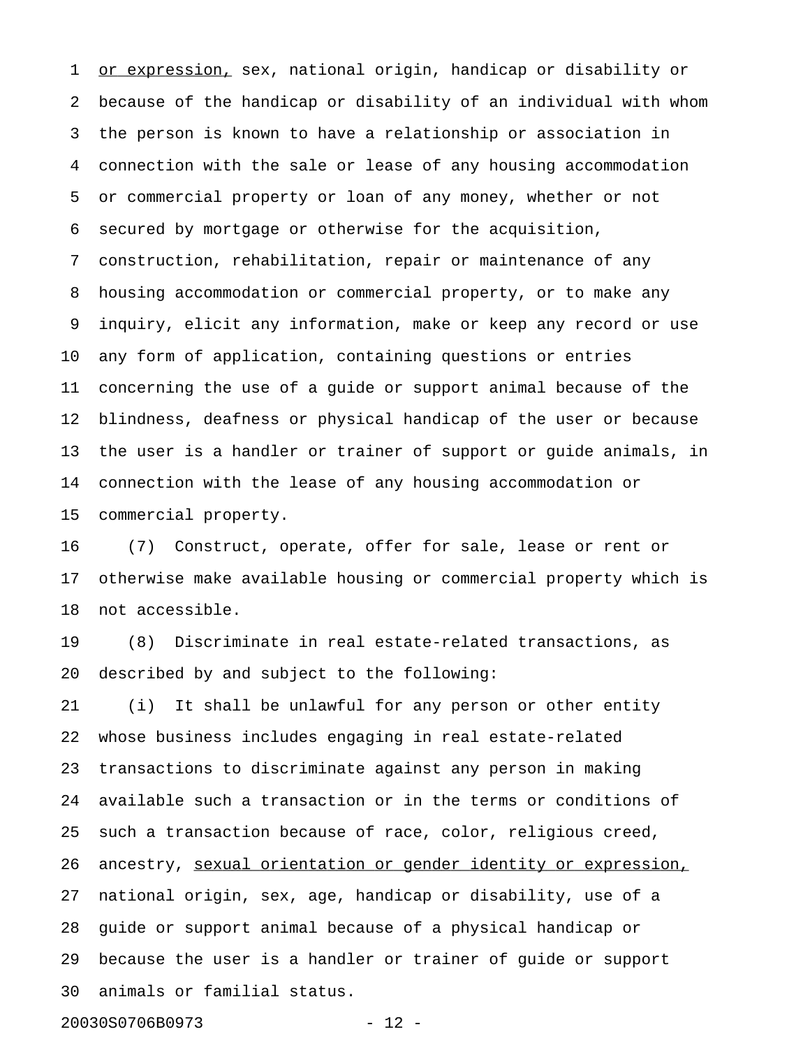<u>or expression,</u> sex, national origin, handicap or disability or because of the handicap or disability of an individual with whom the person is known to have a relationship or association in connection with the sale or lease of any housing accommodation or commercial property or loan of any money, whether or not secured by mortgage or otherwise for the acquisition, construction, rehabilitation, repair or maintenance of any housing accommodation or commercial property, or to make any inquiry, elicit any information, make or keep any record or use any form of application, containing questions or entries concerning the use of a guide or support animal because of the blindness, deafness or physical handicap of the user or because the user is a handler or trainer of support or guide animals, in connection with the lease of any housing accommodation or commercial property.

(7) Construct, operate, offer for sale, lease or rent or otherwise make available housing or commercial property which is not accessible.

(8) Discriminate in real estate-related transactions, as described by and subject to the following:

(i) It shall be unlawful for any person or other entity whose business includes engaging in real estate-related transactions to discriminate against any person in making available such a transaction or in the terms or conditions of such a transaction because of race, color, religious creed, ancestry, <u>sexual orientation or gender identity or expression,</u> national origin, sex, age, handicap or disability, use of a guide or support animal because of a physical handicap or because the user is a handler or trainer of guide or support animals or familial status.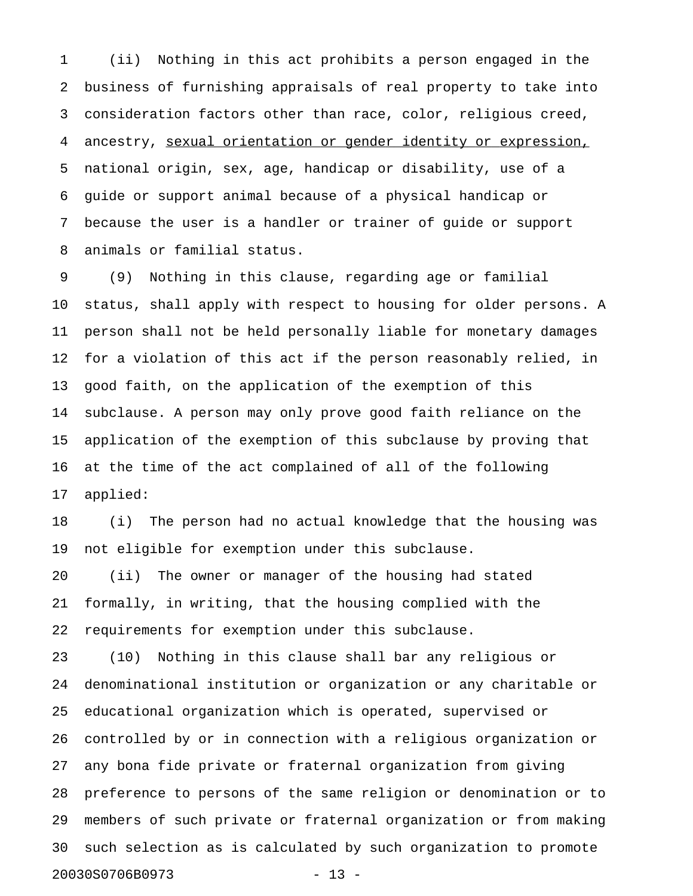(ii) Nothing in this act prohibits a person engaged in the business of furnishing appraisals of real property to take into consideration factors other than race, color, religious creed, ancestry, <u>sexual orientation or gender identity or expression,</u> national origin, sex, age, handicap or disability, use of a guide or support animal because of a physical handicap or because the user is a handler or trainer of guide or support animals or familial status.

(9) Nothing in this clause, regarding age or familial status, shall apply with respect to housing for older persons. A person shall not be held personally liable for monetary damages for a violation of this act if the person reasonably relied, in good faith, on the application of the exemption of this subclause. A person may only prove good faith reliance on the application of the exemption of this subclause by proving that at the time of the act complained of all of the following applied:

(i) The person had no actual knowledge that the housing was not eligible for exemption under this subclause.

(ii) The owner or manager of the housing had stated formally, in writing, that the housing complied with the requirements for exemption under this subclause.

(10) Nothing in this clause shall bar any religious or denominational institution or organization or any charitable or educational organization which is operated, supervised or controlled by or in connection with a religious organization or any bona fide private or fraternal organization from giving preference to persons of the same religion or denomination or to members of such private or fraternal organization or from making such selection as is calculated by such organization to promote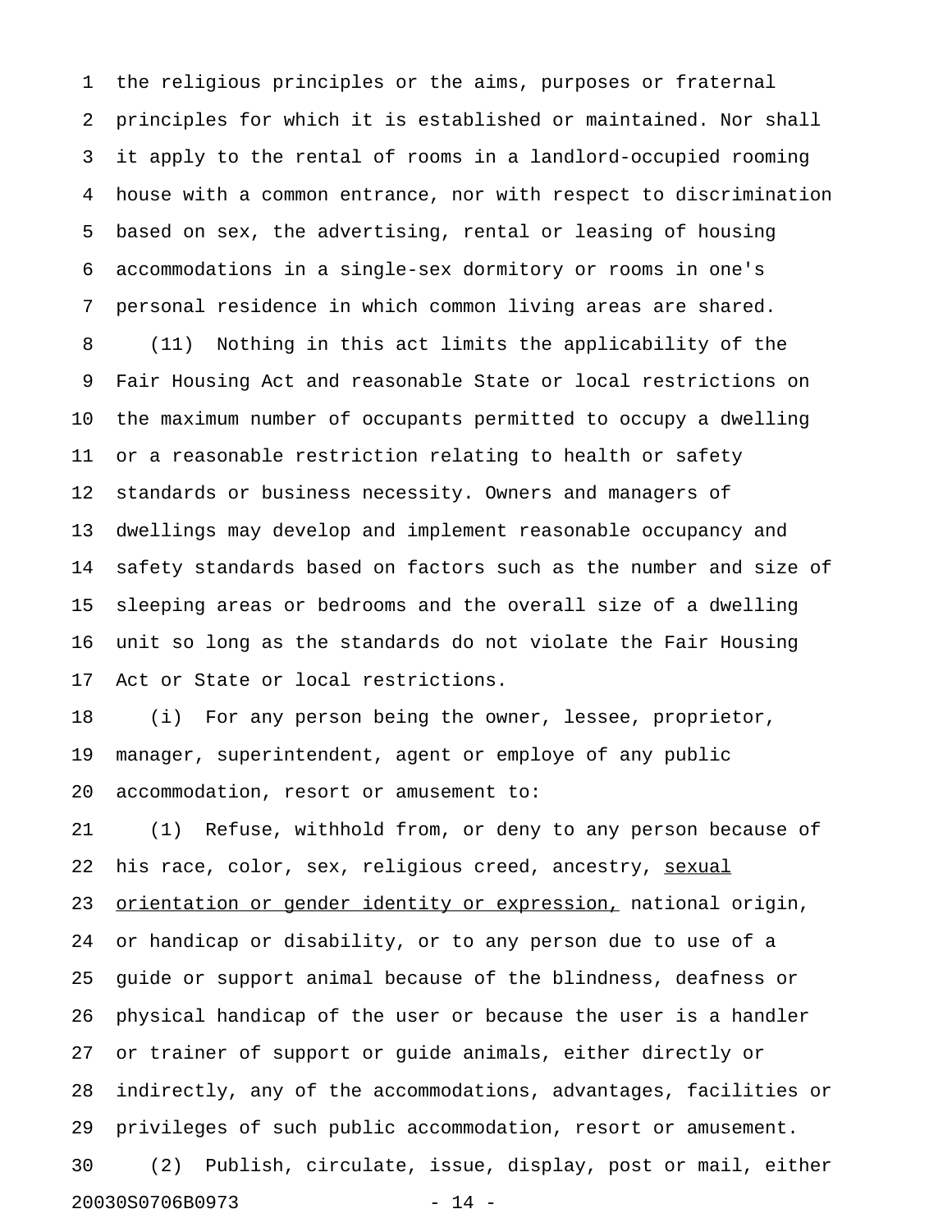the religious principles or the aims, purposes or fraternal principles for which it is established or maintained. Nor shall it apply to the rental of rooms in a landlord-occupied rooming house with a common entrance, nor with respect to discrimination based on sex, the advertising, rental or leasing of housing accommodations in a single-sex dormitory or rooms in one's personal residence in which common living areas are shared.

(11) Nothing in this act limits the applicability of the Fair Housing Act and reasonable State or local restrictions on the maximum number of occupants permitted to occupy a dwelling or a reasonable restriction relating to health or safety standards or business necessity. Owners and managers of dwellings may develop and implement reasonable occupancy and safety standards based on factors such as the number and size of sleeping areas or bedrooms and the overall size of a dwelling unit so long as the standards do not violate the Fair Housing Act or State or local restrictions.

(i) For any person being the owner, lessee, proprietor, manager, superintendent, agent or employe of any public accommodation, resort or amusement to:

(1) Refuse, withhold from, or deny to any person because of his race, color, sex, religious creed, ancestry, <u>sexual orientation or gender identity or expression,</u> national origin, or handicap or disability, or to any person due to use of a guide or support animal because of the blindness, deafness or physical handicap of the user or because the user is a handler or trainer of support or guide animals, either directly or indirectly, any of the accommodations, advantages, facilities or privileges of such public accommodation, resort or amusement.

(2) Publish, circulate, issue, display, post or mail, either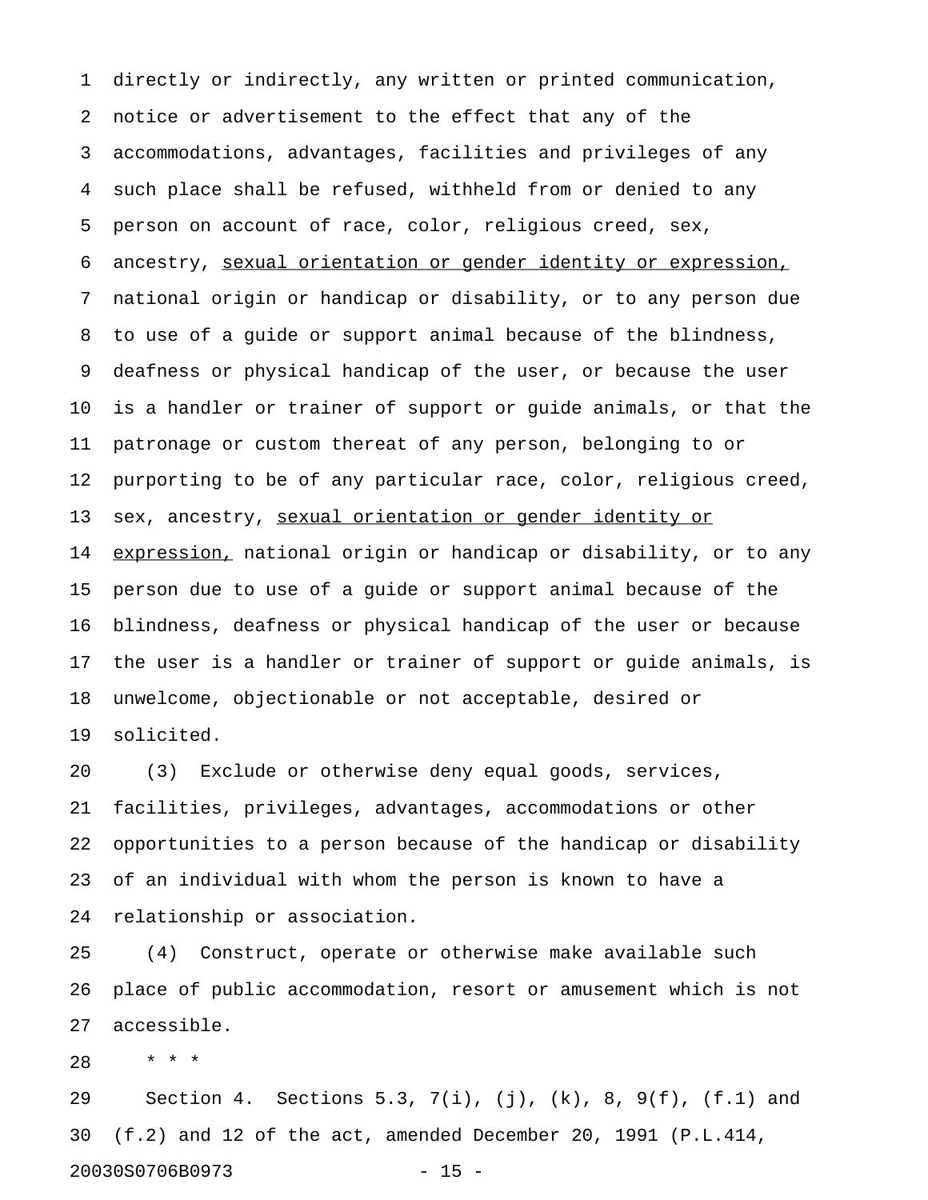directly or indirectly, any written or printed communication, notice or advertisement to the effect that any of the accommodations, advantages, facilities and privileges of any such place shall be refused, withheld from or denied to any person on account of race, color, religious creed, sex, ancestry, <u>sexual orientation or gender identity or expression,</u> national origin or handicap or disability, or to any person due to use of a guide or support animal because of the blindness, deafness or physical handicap of the user, or because the user is a handler or trainer of support or guide animals, or that the patronage or custom thereat of any person, belonging to or purporting to be of any particular race, color, religious creed, sex, ancestry, <u>sexual orientation or gender identity or expression,</u> national origin or handicap or disability, or to any person due to use of a guide or support animal because of the blindness, deafness or physical handicap of the user or because the user is a handler or trainer of support or guide animals, is unwelcome, objectionable or not acceptable, desired or solicited.

(3) Exclude or otherwise deny equal goods, services, facilities, privileges, advantages, accommodations or other opportunities to a person because of the handicap or disability of an individual with whom the person is known to have a relationship or association.

(4) Construct, operate or otherwise make available such place of public accommodation, resort or amusement which is not accessible.

\* \* \*

Section 4. Sections 5.3, 7(i), (j), (k), 8, 9(f), (f.1) and (f.2) and 12 of the act, amended December 20, 1991 (P.L.414,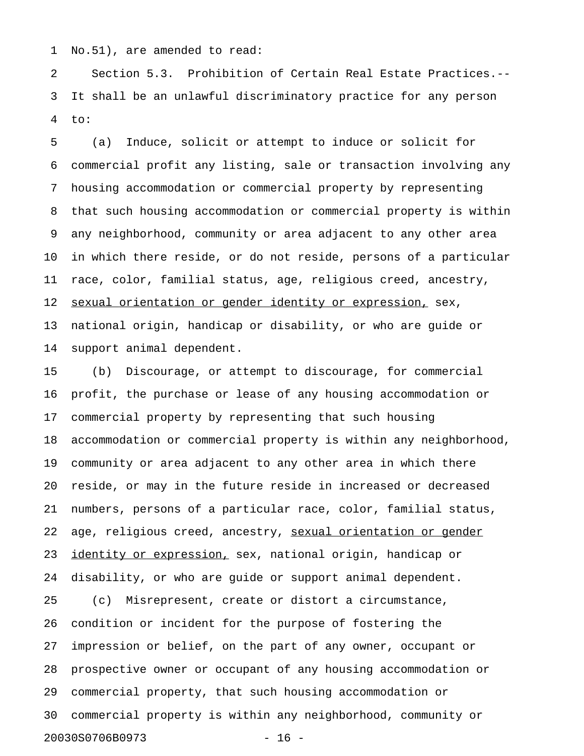No.51), are amended to read:

Section 5.3. Prohibition of Certain Real Estate Practices.--It shall be an unlawful discriminatory practice for any person to:

(a) Induce, solicit or attempt to induce or solicit for commercial profit any listing, sale or transaction involving any housing accommodation or commercial property by representing that such housing accommodation or commercial property is within any neighborhood, community or area adjacent to any other area in which there reside, or do not reside, persons of a particular race, color, familial status, age, religious creed, ancestry, <u>sexual orientation or gender identity or expression,</u> sex, national origin, handicap or disability, or who are guide or support animal dependent.

(b) Discourage, or attempt to discourage, for commercial profit, the purchase or lease of any housing accommodation or commercial property by representing that such housing accommodation or commercial property is within any neighborhood, community or area adjacent to any other area in which there reside, or may in the future reside in increased or decreased numbers, persons of a particular race, color, familial status, age, religious creed, ancestry, <u>sexual orientation or gender identity or expression,</u> sex, national origin, handicap or disability, or who are guide or support animal dependent.

(c) Misrepresent, create or distort a circumstance, condition or incident for the purpose of fostering the impression or belief, on the part of any owner, occupant or prospective owner or occupant of any housing accommodation or commercial property, that such housing accommodation or commercial property is within any neighborhood, community or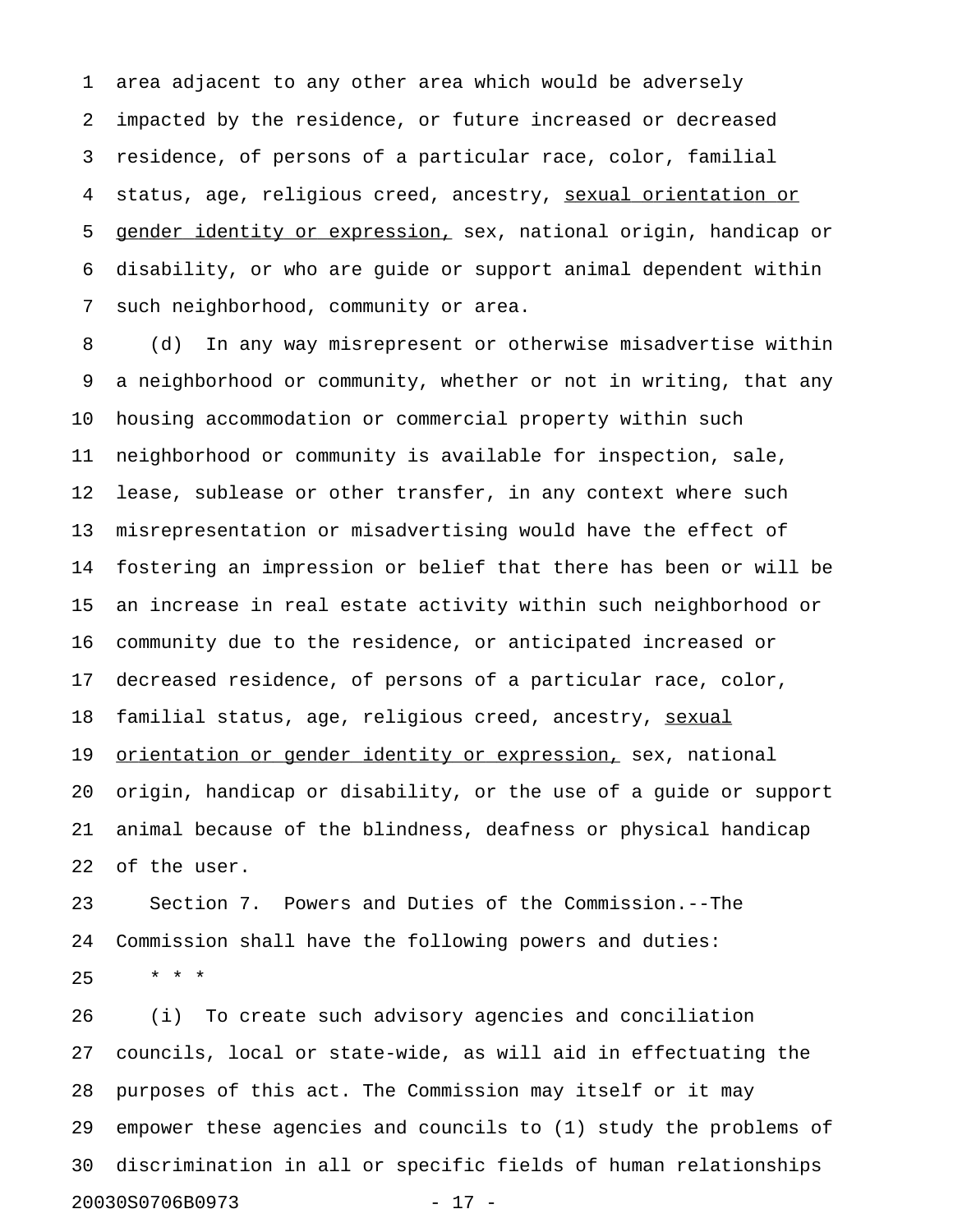area adjacent to any other area which would be adversely impacted by the residence, or future increased or decreased residence, of persons of a particular race, color, familial status, age, religious creed, ancestry, <u>sexual orientation or gender identity or expression,</u> sex, national origin, handicap or disability, or who are guide or support animal dependent within such neighborhood, community or area.

(d) In any way misrepresent or otherwise misadvertise within a neighborhood or community, whether or not in writing, that any housing accommodation or commercial property within such neighborhood or community is available for inspection, sale, lease, sublease or other transfer, in any context where such misrepresentation or misadvertising would have the effect of fostering an impression or belief that there has been or will be an increase in real estate activity within such neighborhood or community due to the residence, or anticipated increased or decreased residence, of persons of a particular race, color, familial status, age, religious creed, ancestry, <u>sexual orientation or gender identity or expression,</u> sex, national origin, handicap or disability, or the use of a guide or support animal because of the blindness, deafness or physical handicap of the user.

Section 7. Powers and Duties of the Commission.--The Commission shall have the following powers and duties:

* * *

(i) To create such advisory agencies and conciliation councils, local or state-wide, as will aid in effectuating the purposes of this act. The Commission may itself or it may empower these agencies and councils to (1) study the problems of discrimination in all or specific fields of human relationships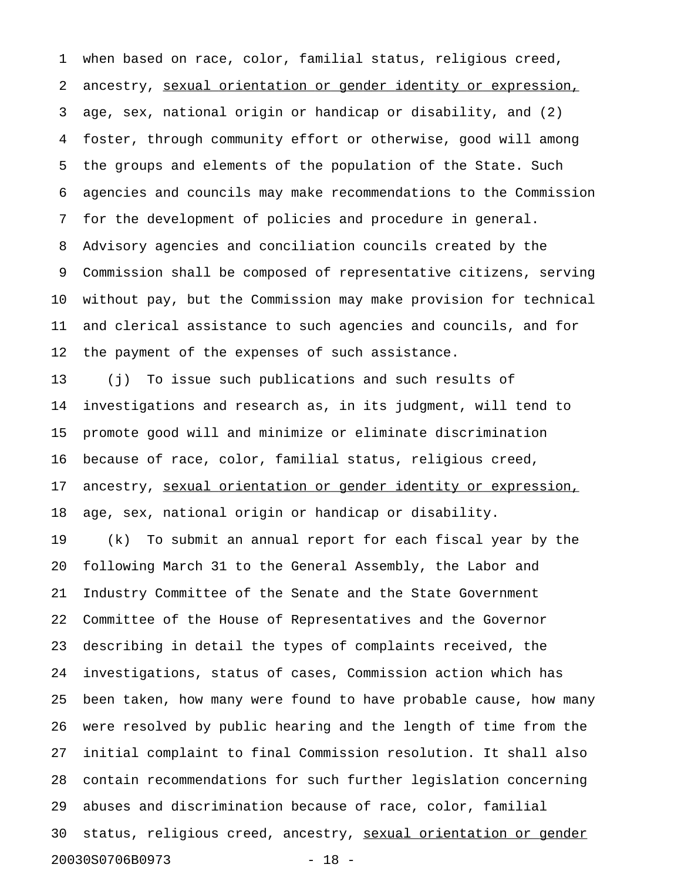when based on race, color, familial status, religious creed, ancestry, <u>sexual orientation or gender identity or expression,</u> age, sex, national origin or handicap or disability, and (2) foster, through community effort or otherwise, good will among the groups and elements of the population of the State. Such agencies and councils may make recommendations to the Commission for the development of policies and procedure in general. Advisory agencies and conciliation councils created by the Commission shall be composed of representative citizens, serving without pay, but the Commission may make provision for technical and clerical assistance to such agencies and councils, and for the payment of the expenses of such assistance.

(j) To issue such publications and such results of investigations and research as, in its judgment, will tend to promote good will and minimize or eliminate discrimination because of race, color, familial status, religious creed, ancestry, <u>sexual orientation or gender identity or expression,</u> age, sex, national origin or handicap or disability.

(k) To submit an annual report for each fiscal year by the following March 31 to the General Assembly, the Labor and Industry Committee of the Senate and the State Government Committee of the House of Representatives and the Governor describing in detail the types of complaints received, the investigations, status of cases, Commission action which has been taken, how many were found to have probable cause, how many were resolved by public hearing and the length of time from the initial complaint to final Commission resolution. It shall also contain recommendations for such further legislation concerning abuses and discrimination because of race, color, familial status, religious creed, ancestry, <u>sexual orientation or gender</u>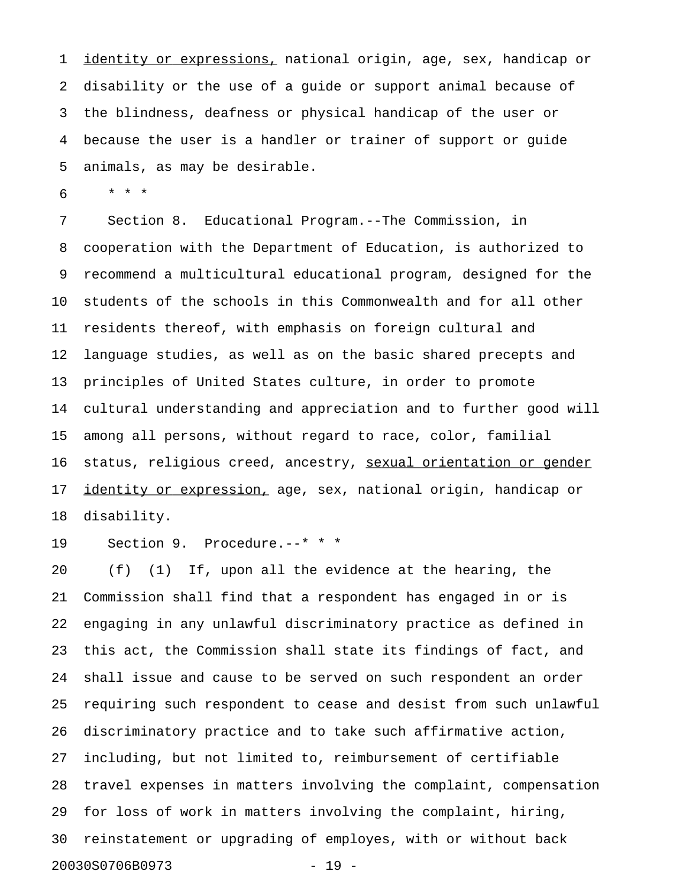identity or expressions, national origin, age, sex, handicap or disability or the use of a guide or support animal because of the blindness, deafness or physical handicap of the user or because the user is a handler or trainer of support or guide animals, as may be desirable.

\* \* \*

Section 8. Educational Program.--The Commission, in cooperation with the Department of Education, is authorized to recommend a multicultural educational program, designed for the students of the schools in this Commonwealth and for all other residents thereof, with emphasis on foreign cultural and language studies, as well as on the basic shared precepts and principles of United States culture, in order to promote cultural understanding and appreciation and to further good will among all persons, without regard to race, color, familial status, religious creed, ancestry, sexual orientation or gender identity or expression, age, sex, national origin, handicap or disability.

Section 9. Procedure.--\* \* \*

(f) (1) If, upon all the evidence at the hearing, the Commission shall find that a respondent has engaged in or is engaging in any unlawful discriminatory practice as defined in this act, the Commission shall state its findings of fact, and shall issue and cause to be served on such respondent an order requiring such respondent to cease and desist from such unlawful discriminatory practice and to take such affirmative action, including, but not limited to, reimbursement of certifiable travel expenses in matters involving the complaint, compensation for loss of work in matters involving the complaint, hiring, reinstatement or upgrading of employes, with or without back

20030S0706B0973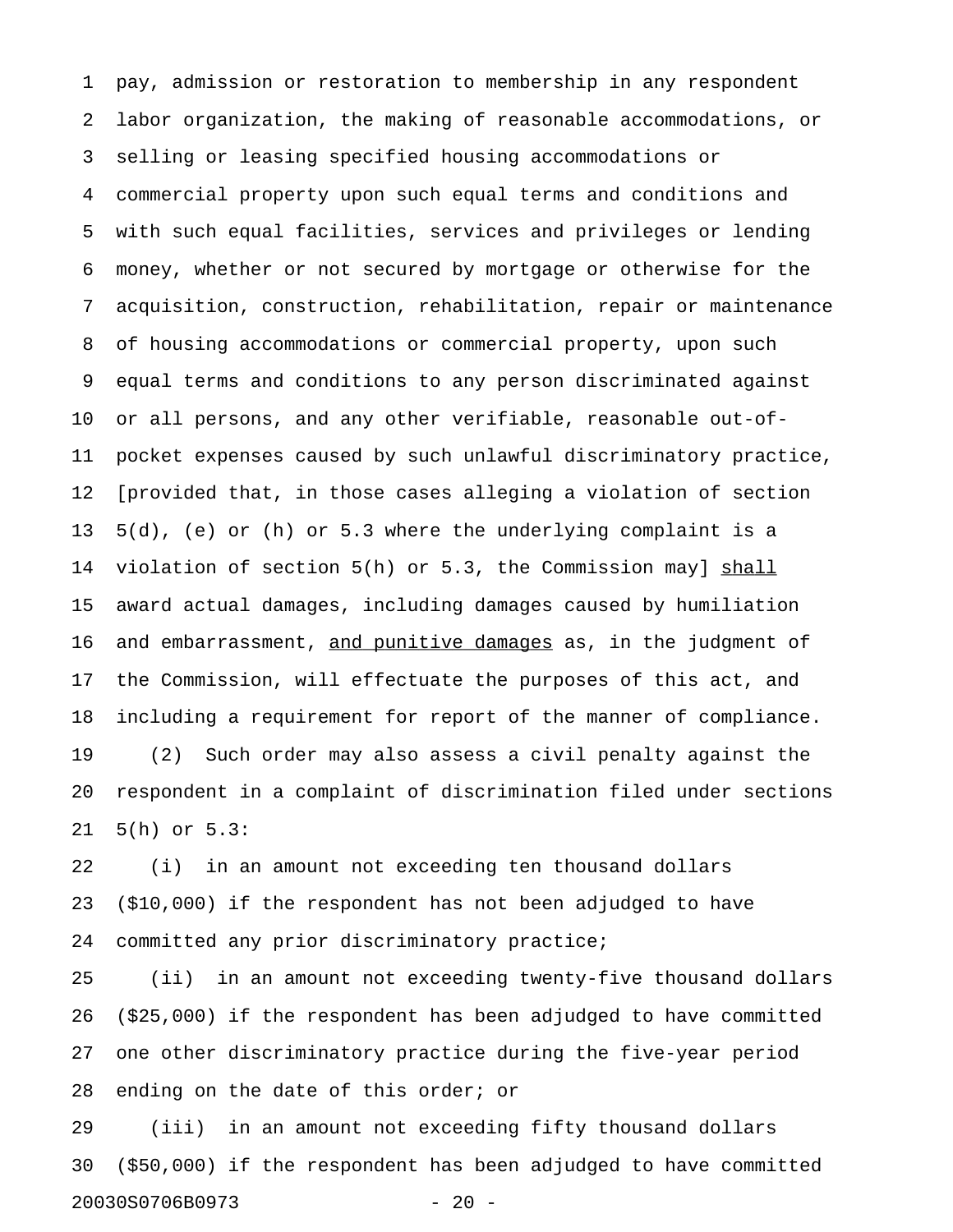pay, admission or restoration to membership in any respondent labor organization, the making of reasonable accommodations, or selling or leasing specified housing accommodations or commercial property upon such equal terms and conditions and with such equal facilities, services and privileges or lending money, whether or not secured by mortgage or otherwise for the acquisition, construction, rehabilitation, repair or maintenance of housing accommodations or commercial property, upon such equal terms and conditions to any person discriminated against or all persons, and any other verifiable, reasonable out-of-pocket expenses caused by such unlawful discriminatory practice, [provided that, in those cases alleging a violation of section 5(d), (e) or (h) or 5.3 where the underlying complaint is a violation of section 5(h) or 5.3, the Commission may] <u>shall</u> award actual damages, including damages caused by humiliation and embarrassment, <u>and punitive damages</u> as, in the judgment of the Commission, will effectuate the purposes of this act, and including a requirement for report of the manner of compliance.

(2) Such order may also assess a civil penalty against the respondent in a complaint of discrimination filed under sections 5(h) or 5.3:

(i) in an amount not exceeding ten thousand dollars ($10,000) if the respondent has not been adjudged to have committed any prior discriminatory practice;

(ii) in an amount not exceeding twenty-five thousand dollars ($25,000) if the respondent has been adjudged to have committed one other discriminatory practice during the five-year period ending on the date of this order; or

(iii) in an amount not exceeding fifty thousand dollars ($50,000) if the respondent has been adjudged to have committed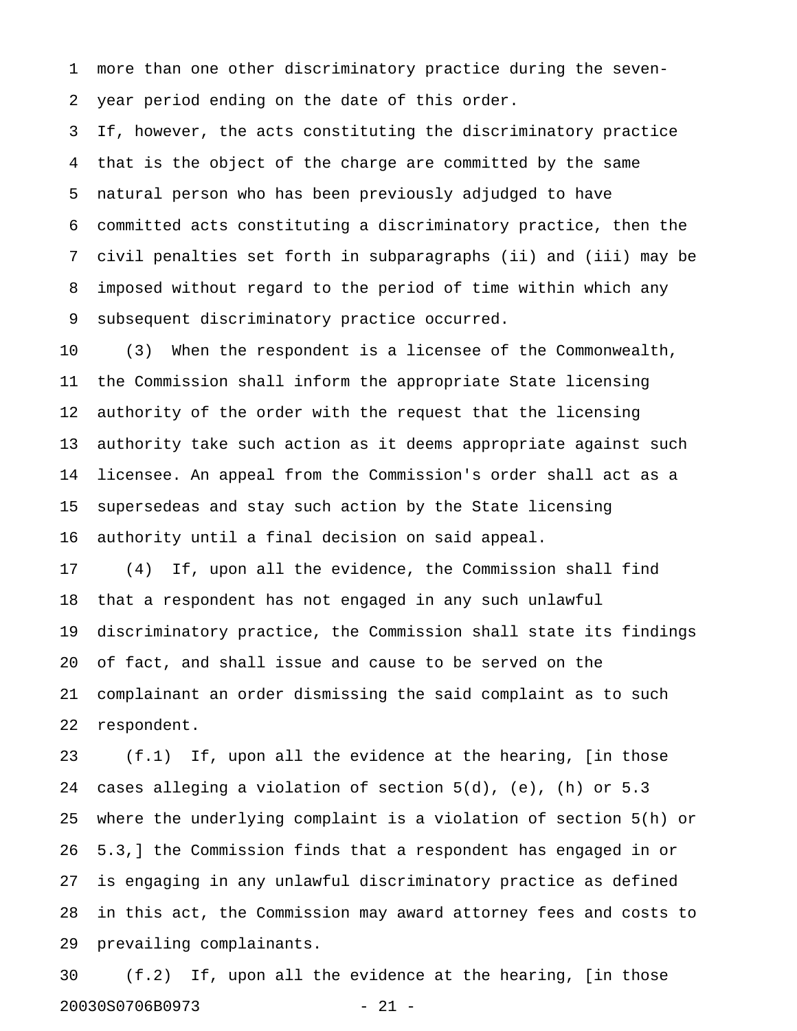more than one other discriminatory practice during the seven-year period ending on the date of this order.

If, however, the acts constituting the discriminatory practice that is the object of the charge are committed by the same natural person who has been previously adjudged to have committed acts constituting a discriminatory practice, then the civil penalties set forth in subparagraphs (ii) and (iii) may be imposed without regard to the period of time within which any subsequent discriminatory practice occurred.

(3) When the respondent is a licensee of the Commonwealth, the Commission shall inform the appropriate State licensing authority of the order with the request that the licensing authority take such action as it deems appropriate against such licensee. An appeal from the Commission's order shall act as a supersedeas and stay such action by the State licensing authority until a final decision on said appeal.

(4) If, upon all the evidence, the Commission shall find that a respondent has not engaged in any such unlawful discriminatory practice, the Commission shall state its findings of fact, and shall issue and cause to be served on the complainant an order dismissing the said complaint as to such respondent.

(f.1) If, upon all the evidence at the hearing, [in those cases alleging a violation of section 5(d), (e), (h) or 5.3 where the underlying complaint is a violation of section 5(h) or 5.3,] the Commission finds that a respondent has engaged in or is engaging in any unlawful discriminatory practice as defined in this act, the Commission may award attorney fees and costs to prevailing complainants.

(f.2) If, upon all the evidence at the hearing, [in those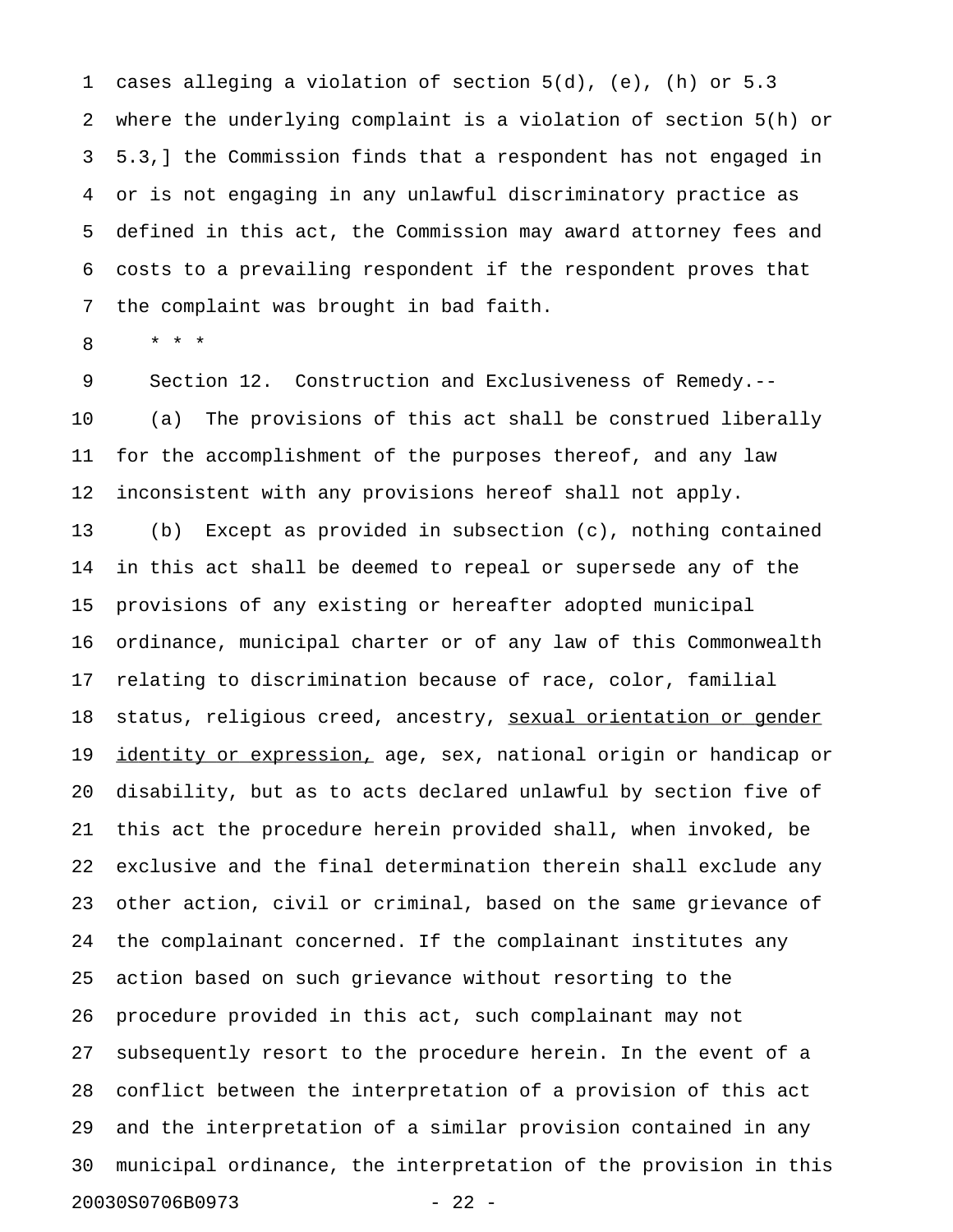cases alleging a violation of section 5(d), (e), (h) or 5.3 where the underlying complaint is a violation of section 5(h) or 5.3,] the Commission finds that a respondent has not engaged in or is not engaging in any unlawful discriminatory practice as defined in this act, the Commission may award attorney fees and costs to a prevailing respondent if the respondent proves that the complaint was brought in bad faith.

\* \* \*

Section 12. Construction and Exclusiveness of Remedy.--

(a) The provisions of this act shall be construed liberally for the accomplishment of the purposes thereof, and any law inconsistent with any provisions hereof shall not apply.

(b) Except as provided in subsection (c), nothing contained in this act shall be deemed to repeal or supersede any of the provisions of any existing or hereafter adopted municipal ordinance, municipal charter or of any law of this Commonwealth relating to discrimination because of race, color, familial status, religious creed, ancestry, <u>sexual orientation or gender identity or expression,</u> age, sex, national origin or handicap or disability, but as to acts declared unlawful by section five of this act the procedure herein provided shall, when invoked, be exclusive and the final determination therein shall exclude any other action, civil or criminal, based on the same grievance of the complainant concerned. If the complainant institutes any action based on such grievance without resorting to the procedure provided in this act, such complainant may not subsequently resort to the procedure herein. In the event of a conflict between the interpretation of a provision of this act and the interpretation of a similar provision contained in any municipal ordinance, the interpretation of the provision in this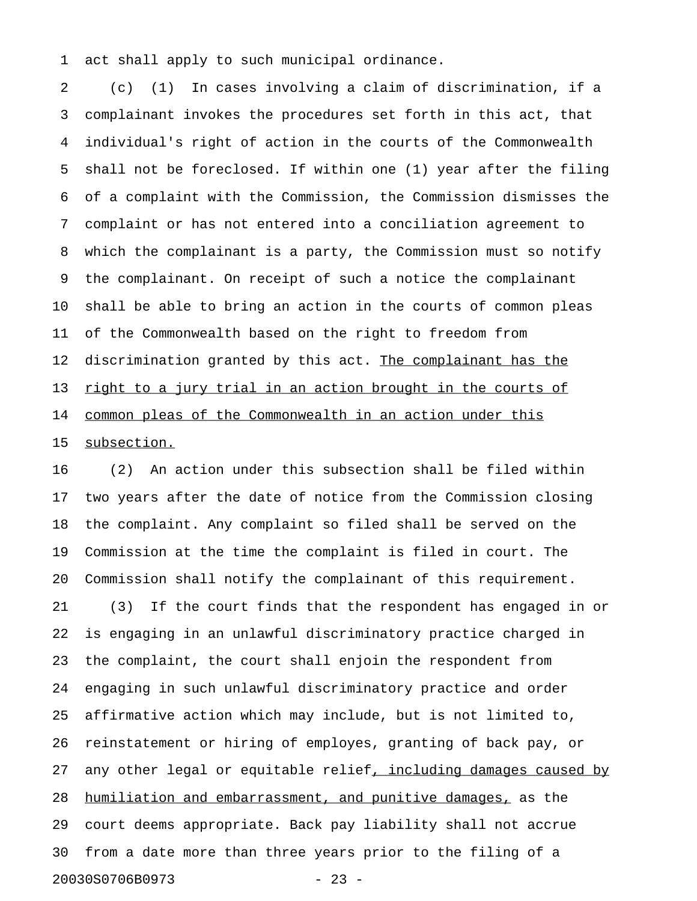act shall apply to such municipal ordinance.

(c) (1) In cases involving a claim of discrimination, if a complainant invokes the procedures set forth in this act, that individual's right of action in the courts of the Commonwealth shall not be foreclosed. If within one (1) year after the filing of a complaint with the Commission, the Commission dismisses the complaint or has not entered into a conciliation agreement to which the complainant is a party, the Commission must so notify the complainant. On receipt of such a notice the complainant shall be able to bring an action in the courts of common pleas of the Commonwealth based on the right to freedom from discrimination granted by this act. <u>The complainant has the right to a jury trial in an action brought in the courts of common pleas of the Commonwealth in an action under this subsection.</u>

(2) An action under this subsection shall be filed within two years after the date of notice from the Commission closing the complaint. Any complaint so filed shall be served on the Commission at the time the complaint is filed in court. The Commission shall notify the complainant of this requirement.

(3) If the court finds that the respondent has engaged in or is engaging in an unlawful discriminatory practice charged in the complaint, the court shall enjoin the respondent from engaging in such unlawful discriminatory practice and order affirmative action which may include, but is not limited to, reinstatement or hiring of employes, granting of back pay, or any other legal or equitable relief<u>, including damages caused by humiliation and embarrassment, and punitive damages,</u> as the court deems appropriate. Back pay liability shall not accrue from a date more than three years prior to the filing of a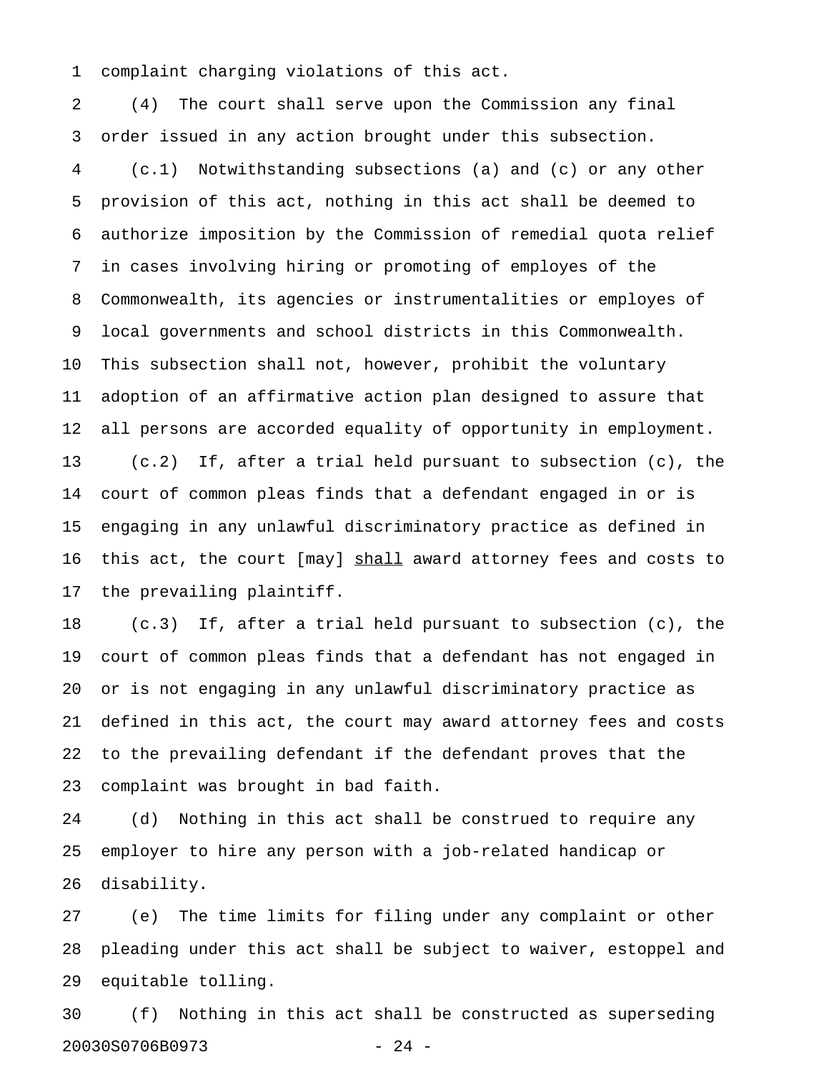complaint charging violations of this act.

(4) The court shall serve upon the Commission any final order issued in any action brought under this subsection.

(c.1) Notwithstanding subsections (a) and (c) or any other provision of this act, nothing in this act shall be deemed to authorize imposition by the Commission of remedial quota relief in cases involving hiring or promoting of employes of the Commonwealth, its agencies or instrumentalities or employes of local governments and school districts in this Commonwealth. This subsection shall not, however, prohibit the voluntary adoption of an affirmative action plan designed to assure that all persons are accorded equality of opportunity in employment.

(c.2) If, after a trial held pursuant to subsection (c), the court of common pleas finds that a defendant engaged in or is engaging in any unlawful discriminatory practice as defined in this act, the court [may] <u>shall</u> award attorney fees and costs to the prevailing plaintiff.

(c.3) If, after a trial held pursuant to subsection (c), the court of common pleas finds that a defendant has not engaged in or is not engaging in any unlawful discriminatory practice as defined in this act, the court may award attorney fees and costs to the prevailing defendant if the defendant proves that the complaint was brought in bad faith.

(d) Nothing in this act shall be construed to require any employer to hire any person with a job-related handicap or disability.

(e) The time limits for filing under any complaint or other pleading under this act shall be subject to waiver, estoppel and equitable tolling.

(f) Nothing in this act shall be constructed as superseding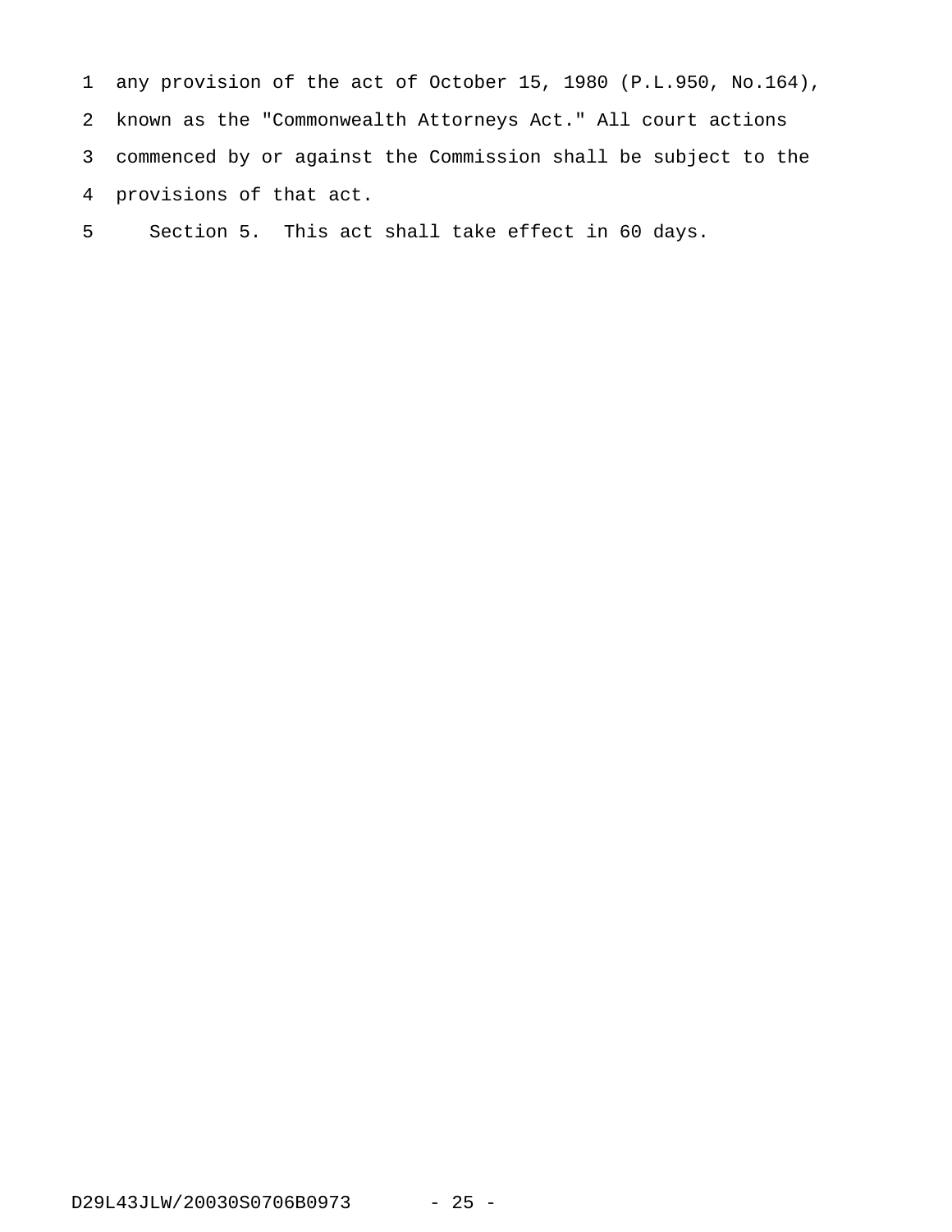any provision of the act of October 15, 1980 (P.L.950, No.164), known as the "Commonwealth Attorneys Act." All court actions commenced by or against the Commission shall be subject to the provisions of that act.

Section 5. This act shall take effect in 60 days.